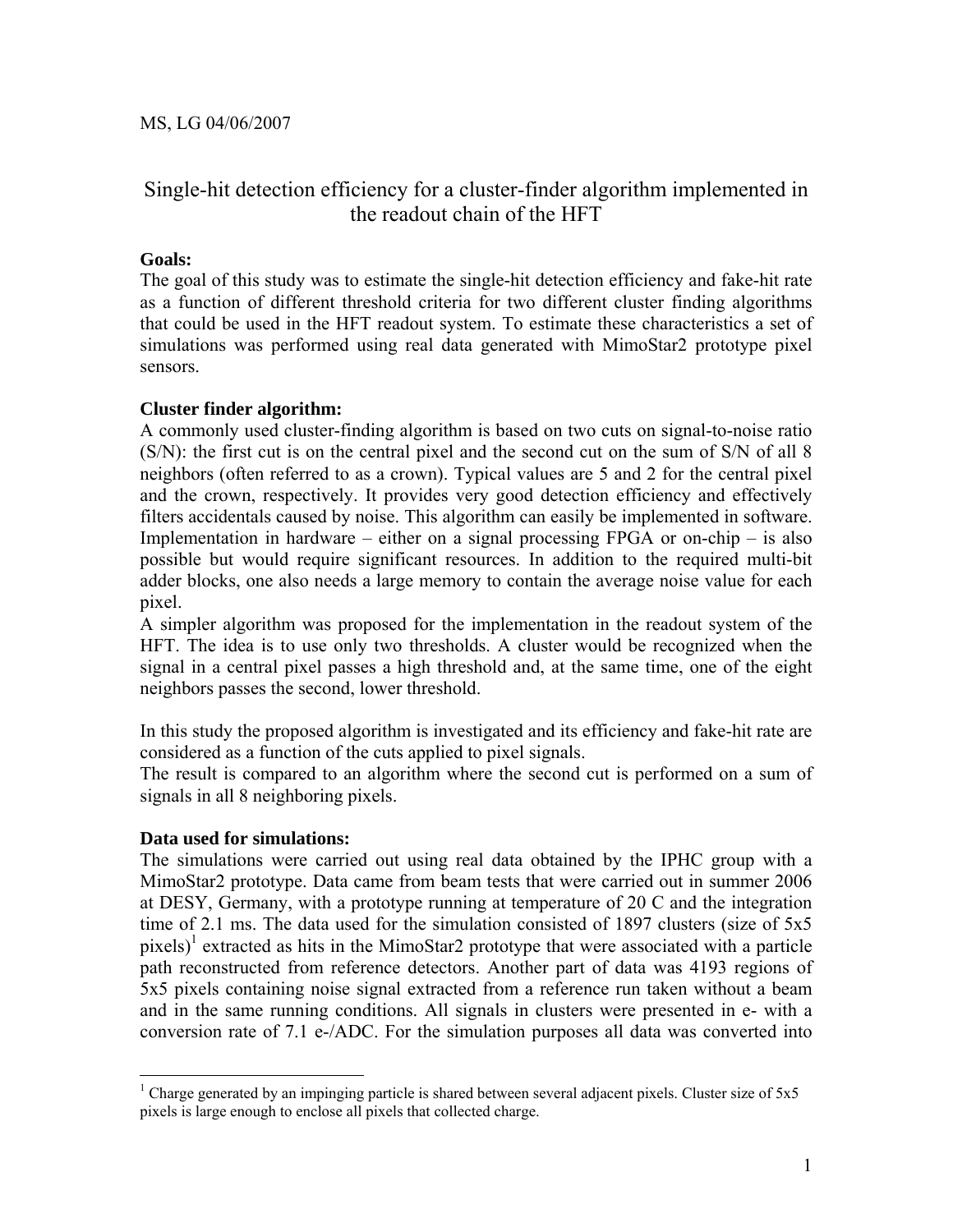MS, LG 04/06/2007

# Single-hit detection efficiency for a cluster-finder algorithm implemented in the readout chain of the HFT

**Goals:**

The goal of this study was to estimate the single-hit detection efficiency and fake-hit rate as a function of different threshold criteria for two different cluster finding algorithms that could be used in the HFT readout system. To estimate these characteristics a set of simulations was performed using real data generated with MimoStar2 prototype pixel sensors.

**Cluster finder algorithm:**

A commonly used cluster-finding algorithm is based on two cuts on signal-to-noise ratio (S/N): the first cut is on the central pixel and the second cut on the sum of S/N of all 8 neighbors (often referred to as a crown). Typical values are 5 and 2 for the central pixel and the crown, respectively. It provides very good detection efficiency and effectively filters accidentals caused by noise. This algorithm can easily be implemented in software. Implementation in hardware – either on a signal processing FPGA or on-chip – is also possible but would require significant resources. In addition to the required multi-bit adder blocks, one also needs a large memory to contain the average noise value for each pixel.

A simpler algorithm was proposed for the implementation in the readout system of the HFT. The idea is to use only two thresholds. A cluster would be recognized when the signal in a central pixel passes a high threshold and, at the same time, one of the eight neighbors passes the second, lower threshold.

In this study the proposed algorithm is investigated and its efficiency and fake-hit rate are considered as a function of the cuts applied to pixel signals.

The result is compared to an algorithm where the second cut is performed on a sum of signals in all 8 neighboring pixels.

**Data used for simulations:**

The simulations were carried out using real data obtained by the IPHC group with a MimoStar2 prototype. Data came from beam tests that were carried out in summer 2006 at DESY, Germany, with a prototype running at temperature of 20 C and the integration time of 2.1 ms. The data used for the simulation consisted of 1897 clusters (size of 5x5 pixels)[1] extracted as hits in the MimoStar2 prototype that were associated with a particle path reconstructed from reference detectors. Another part of data was 4193 regions of 5x5 pixels containing noise signal extracted from a reference run taken without a beam and in the same running conditions. All signals in clusters were presented in e- with a conversion rate of 7.1 e-/ADC. For the simulation purposes all data was converted into

[1] Charge generated by an impinging particle is shared between several adjacent pixels. Cluster size of 5x5 pixels is large enough to enclose all pixels that collected charge.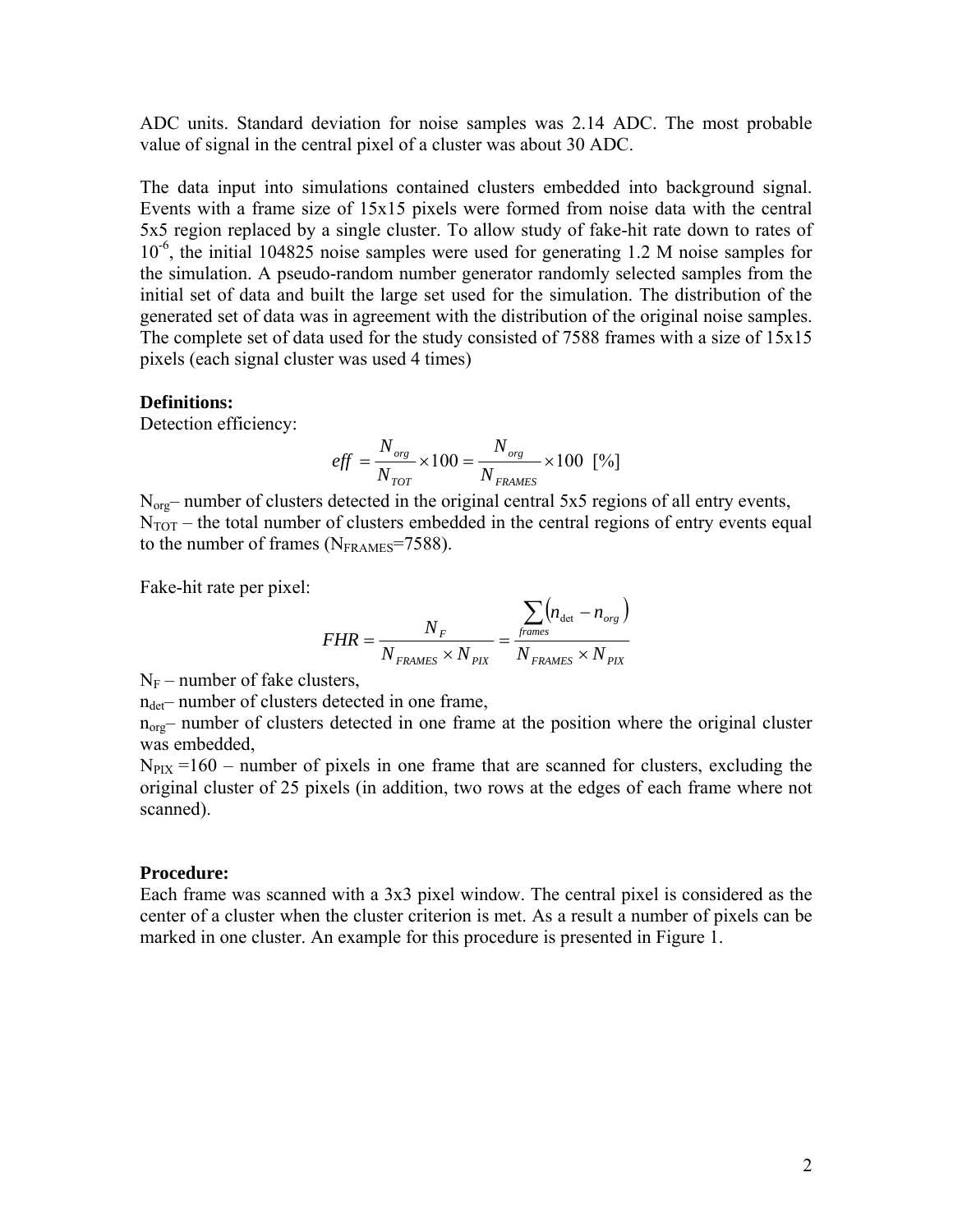ADC units. Standard deviation for noise samples was 2.14 ADC. The most probable value of signal in the central pixel of a cluster was about 30 ADC.

The data input into simulations contained clusters embedded into background signal. Events with a frame size of 15x15 pixels were formed from noise data with the central 5x5 region replaced by a single cluster. To allow study of fake-hit rate down to rates of $10^{-6}$, the initial 104825 noise samples were used for generating 1.2 M noise samples for the simulation. A pseudo-random number generator randomly selected samples from the initial set of data and built the large set used for the simulation. The distribution of the generated set of data was in agreement with the distribution of the original noise samples. The complete set of data used for the study consisted of 7588 frames with a size of 15x15 pixels (each signal cluster was used 4 times)

**Definitions:**

Detection efficiency:

$$eff = \frac{N_{org}}{N_{TOT}} \times 100 = \frac{N_{org}}{N_{FRAMES}} \times 100 \ \ [\%]$$

$N_{org}$ – number of clusters detected in the original central 5x5 regions of all entry events,
$N_{TOT}$ – the total number of clusters embedded in the central regions of entry events equal to the number of frames ($N_{FRAMES}$=7588).

Fake-hit rate per pixel:

$$FHR = \frac{N_F}{N_{FRAMES} \times N_{PIX}} = \frac{\sum_{frames}(n_{\det} - n_{org})}{N_{FRAMES} \times N_{PIX}}$$

$N_F$ – number of fake clusters,
$n_{det}$ – number of clusters detected in one frame,
$n_{org}$ – number of clusters detected in one frame at the position where the original cluster was embedded,
$N_{PIX}$ =160 – number of pixels in one frame that are scanned for clusters, excluding the original cluster of 25 pixels (in addition, two rows at the edges of each frame where not scanned).

**Procedure:**

Each frame was scanned with a 3x3 pixel window. The central pixel is considered as the center of a cluster when the cluster criterion is met. As a result a number of pixels can be marked in one cluster. An example for this procedure is presented in Figure 1.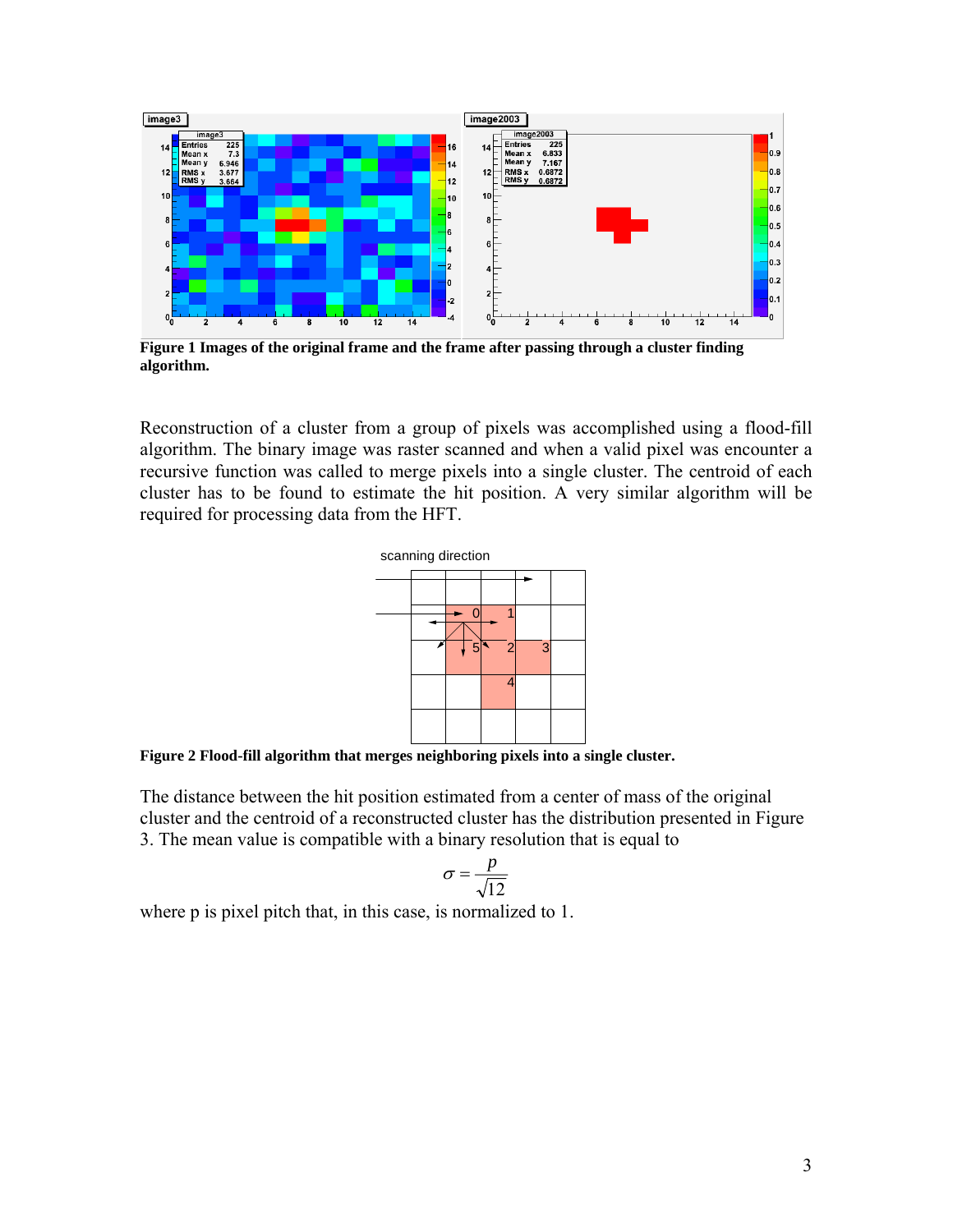**Figure 1 Images of the original frame and the frame after passing through a cluster finding algorithm.**

Reconstruction of a cluster from a group of pixels was accomplished using a flood-fill algorithm. The binary image was raster scanned and when a valid pixel was encounter a recursive function was called to merge pixels into a single cluster. The centroid of each cluster has to be found to estimate the hit position. A very similar algorithm will be required for processing data from the HFT.

**Figure 2 Flood-fill algorithm that merges neighboring pixels into a single cluster.**

The distance between the hit position estimated from a center of mass of the original cluster and the centroid of a reconstructed cluster has the distribution presented in Figure 3. The mean value is compatible with a binary resolution that is equal to

$$\sigma = \frac{p}{\sqrt{12}}$$

where p is pixel pitch that, in this case, is normalized to 1.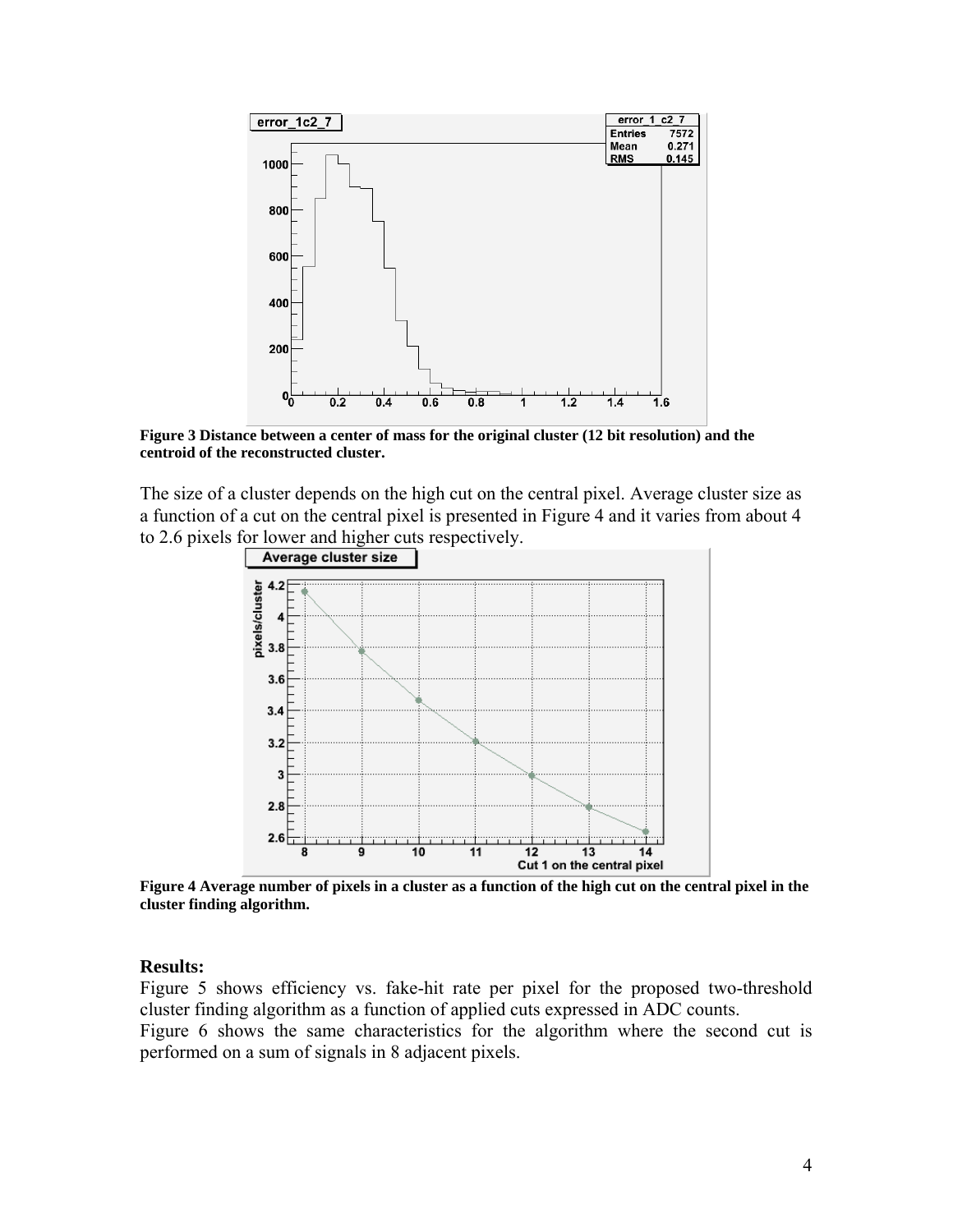**Figure 3 Distance between a center of mass for the original cluster (12 bit resolution) and the centroid of the reconstructed cluster.**

The size of a cluster depends on the high cut on the central pixel. Average cluster size as a function of a cut on the central pixel is presented in Figure 4 and it varies from about 4 to 2.6 pixels for lower and higher cuts respectively.

**Figure 4 Average number of pixels in a cluster as a function of the high cut on the central pixel in the cluster finding algorithm.**

### Results:

Figure 5 shows efficiency vs. fake-hit rate per pixel for the proposed two-threshold cluster finding algorithm as a function of applied cuts expressed in ADC counts.

Figure 6 shows the same characteristics for the algorithm where the second cut is performed on a sum of signals in 8 adjacent pixels.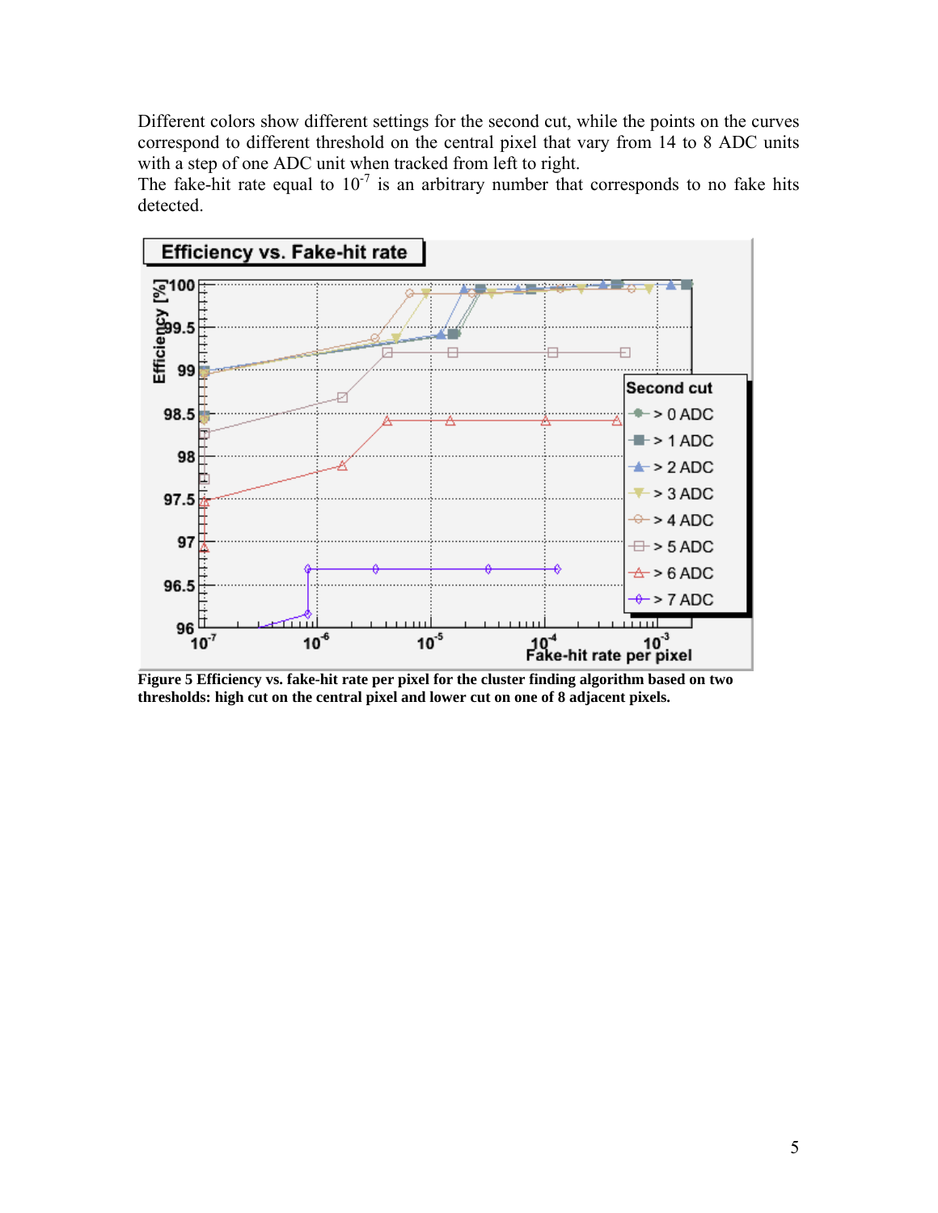Different colors show different settings for the second cut, while the points on the curves correspond to different threshold on the central pixel that vary from 14 to 8 ADC units with a step of one ADC unit when tracked from left to right.
The fake-hit rate equal to $10^{-7}$ is an arbitrary number that corresponds to no fake hits detected.

**Figure 5 Efficiency vs. fake-hit rate per pixel for the cluster finding algorithm based on two thresholds: high cut on the central pixel and lower cut on one of 8 adjacent pixels.**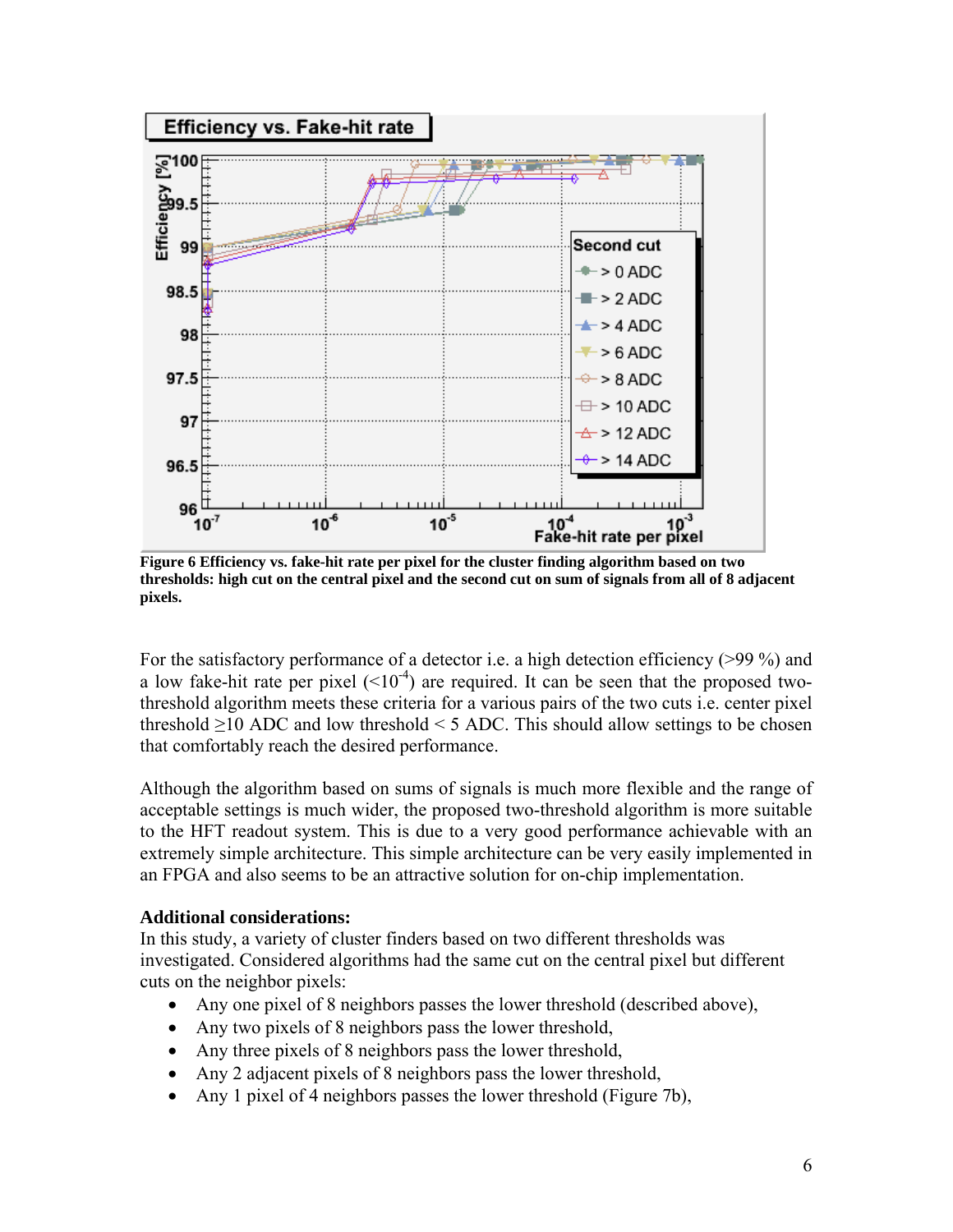**Figure 6 Efficiency vs. fake-hit rate per pixel for the cluster finding algorithm based on two thresholds: high cut on the central pixel and the second cut on sum of signals from all of 8 adjacent pixels.**

For the satisfactory performance of a detector i.e. a high detection efficiency (>99 %) and a low fake-hit rate per pixel ($<10^{-4}$) are required. It can be seen that the proposed two-threshold algorithm meets these criteria for a various pairs of the two cuts i.e. center pixel threshold ≥10 ADC and low threshold < 5 ADC. This should allow settings to be chosen that comfortably reach the desired performance.

Although the algorithm based on sums of signals is much more flexible and the range of acceptable settings is much wider, the proposed two-threshold algorithm is more suitable to the HFT readout system. This is due to a very good performance achievable with an extremely simple architecture. This simple architecture can be very easily implemented in an FPGA and also seems to be an attractive solution for on-chip implementation.

**Additional considerations:**

In this study, a variety of cluster finders based on two different thresholds was investigated. Considered algorithms had the same cut on the central pixel but different cuts on the neighbor pixels:

- Any one pixel of 8 neighbors passes the lower threshold (described above),
- Any two pixels of 8 neighbors pass the lower threshold,
- Any three pixels of 8 neighbors pass the lower threshold,
- Any 2 adjacent pixels of 8 neighbors pass the lower threshold,
- Any 1 pixel of 4 neighbors passes the lower threshold (Figure 7b),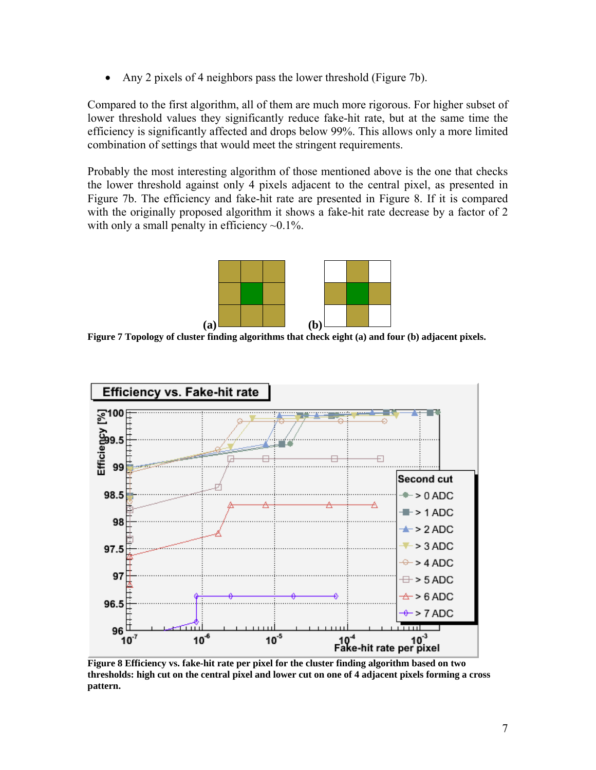- Any 2 pixels of 4 neighbors pass the lower threshold (Figure 7b).

Compared to the first algorithm, all of them are much more rigorous. For higher subset of lower threshold values they significantly reduce fake-hit rate, but at the same time the efficiency is significantly affected and drops below 99%. This allows only a more limited combination of settings that would meet the stringent requirements.

Probably the most interesting algorithm of those mentioned above is the one that checks the lower threshold against only 4 pixels adjacent to the central pixel, as presented in Figure 7b. The efficiency and fake-hit rate are presented in Figure 8. If it is compared with the originally proposed algorithm it shows a fake-hit rate decrease by a factor of 2 with only a small penalty in efficiency ~0.1%.

(a) (b)

**Figure 7 Topology of cluster finding algorithms that check eight (a) and four (b) adjacent pixels.**

Efficiency vs. Fake-hit rate

Efficiency [%]

100
99.5
99
98.5
98
97.5
97
96.5
96

$10^{-7}$ $10^{-6}$ $10^{-5}$ $10^{-4}$ $10^{-3}$

Fake-hit rate per pixel

Second cut
> 0 ADC
> 1 ADC
> 2 ADC
> 3 ADC
> 4 ADC
> 5 ADC
> 6 ADC
> 7 ADC

**Figure 8 Efficiency vs. fake-hit rate per pixel for the cluster finding algorithm based on two thresholds: high cut on the central pixel and lower cut on one of 4 adjacent pixels forming a cross pattern.**